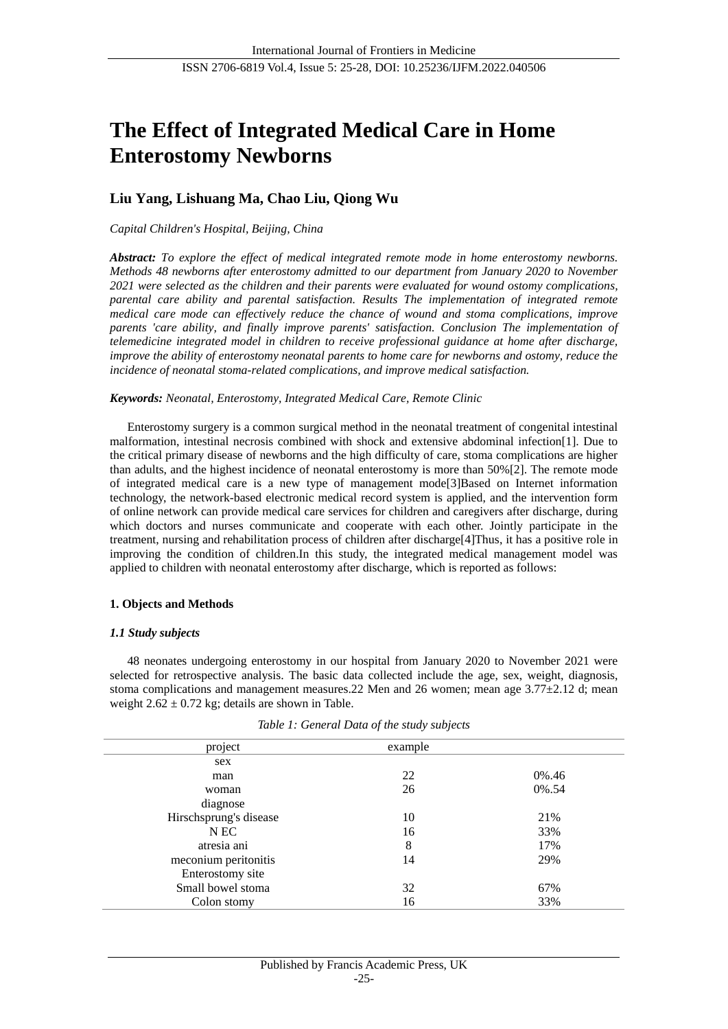# The Effect of Integrated Medical Care in Home Enterostomy Newborns

**Liu Yang, Lishuang Ma, Chao Liu, Qiong Wu**

*Capital Children's Hospital, Beijing, China*

***Abstract:*** *To explore the effect of medical integrated remote mode in home enterostomy newborns. Methods 48 newborns after enterostomy admitted to our department from January 2020 to November 2021 were selected as the children and their parents were evaluated for wound ostomy complications, parental care ability and parental satisfaction. Results The implementation of integrated remote medical care mode can effectively reduce the chance of wound and stoma complications, improve parents 'care ability, and finally improve parents' satisfaction. Conclusion The implementation of telemedicine integrated model in children to receive professional guidance at home after discharge, improve the ability of enterostomy neonatal parents to home care for newborns and ostomy, reduce the incidence of neonatal stoma-related complications, and improve medical satisfaction.*

***Keywords:*** *Neonatal, Enterostomy, Integrated Medical Care, Remote Clinic*

Enterostomy surgery is a common surgical method in the neonatal treatment of congenital intestinal malformation, intestinal necrosis combined with shock and extensive abdominal infection[1]. Due to the critical primary disease of newborns and the high difficulty of care, stoma complications are higher than adults, and the highest incidence of neonatal enterostomy is more than 50%[2]. The remote mode of integrated medical care is a new type of management mode[3]Based on Internet information technology, the network-based electronic medical record system is applied, and the intervention form of online network can provide medical care services for children and caregivers after discharge, during which doctors and nurses communicate and cooperate with each other. Jointly participate in the treatment, nursing and rehabilitation process of children after discharge[4]Thus, it has a positive role in improving the condition of children.In this study, the integrated medical management model was applied to children with neonatal enterostomy after discharge, which is reported as follows:

## 1. Objects and Methods

### *1.1 Study subjects*

48 neonates undergoing enterostomy in our hospital from January 2020 to November 2021 were selected for retrospective analysis. The basic data collected include the age, sex, weight, diagnosis, stoma complications and management measures.22 Men and 26 women; mean age 3.77±2.12 d; mean weight 2.62 ± 0.72 kg; details are shown in Table.

*Table 1: General Data of the study subjects*

| project | example | |
|---|---|---|
| sex | | |
| man | 22 | 0%.46 |
| woman | 26 | 0%.54 |
| diagnose | | |
| Hirschsprung's disease | 10 | 21% |
| N EC | 16 | 33% |
| atresia ani | 8 | 17% |
| meconium peritonitis | 14 | 29% |
| Enterostomy site | | |
| Small bowel stoma | 32 | 67% |
| Colon stomy | 16 | 33% |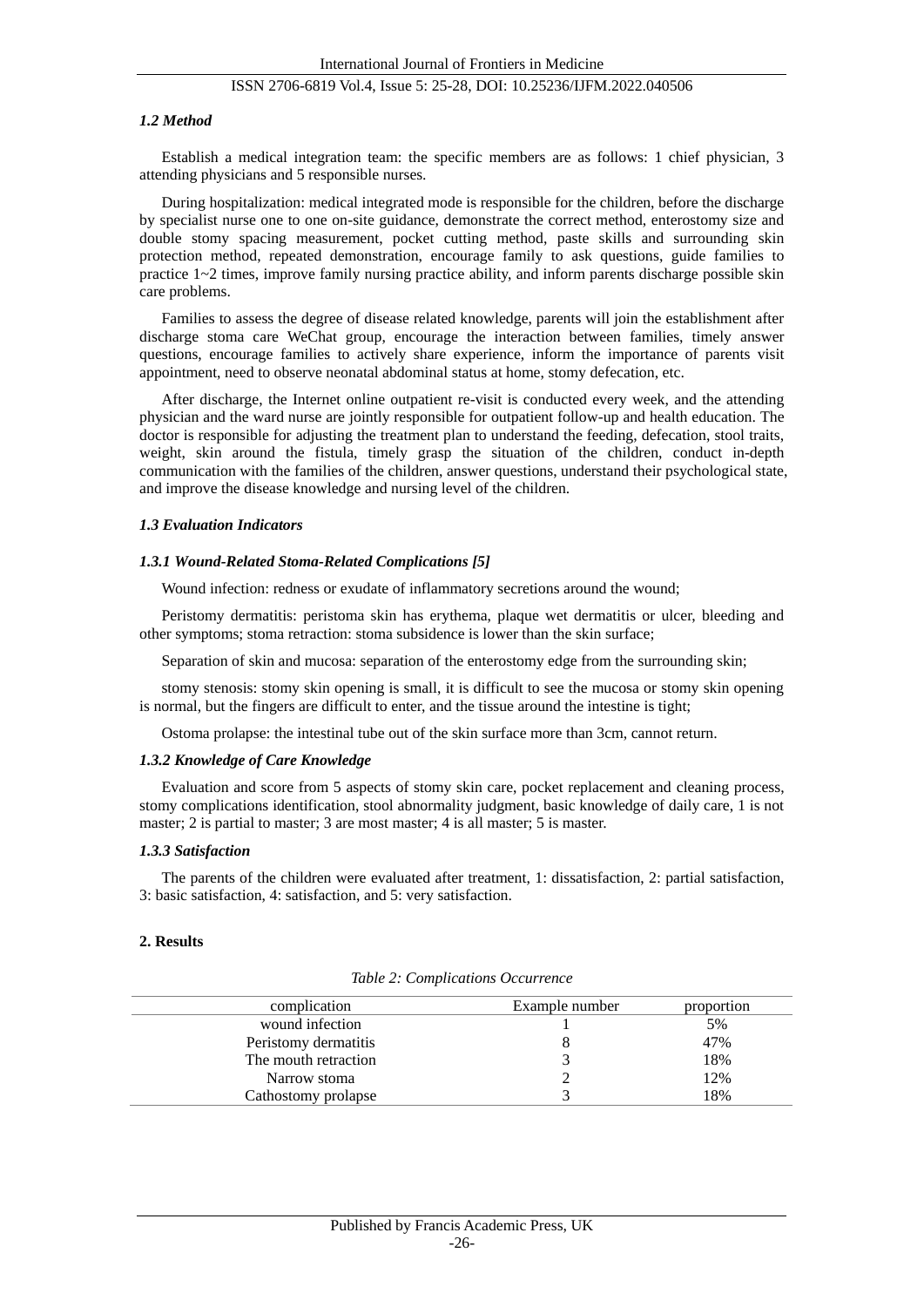### *1.2 Method*

Establish a medical integration team: the specific members are as follows: 1 chief physician, 3 attending physicians and 5 responsible nurses.

During hospitalization: medical integrated mode is responsible for the children, before the discharge by specialist nurse one to one on-site guidance, demonstrate the correct method, enterostomy size and double stomy spacing measurement, pocket cutting method, paste skills and surrounding skin protection method, repeated demonstration, encourage family to ask questions, guide families to practice 1~2 times, improve family nursing practice ability, and inform parents discharge possible skin care problems.

Families to assess the degree of disease related knowledge, parents will join the establishment after discharge stoma care WeChat group, encourage the interaction between families, timely answer questions, encourage families to actively share experience, inform the importance of parents visit appointment, need to observe neonatal abdominal status at home, stomy defecation, etc.

After discharge, the Internet online outpatient re-visit is conducted every week, and the attending physician and the ward nurse are jointly responsible for outpatient follow-up and health education. The doctor is responsible for adjusting the treatment plan to understand the feeding, defecation, stool traits, weight, skin around the fistula, timely grasp the situation of the children, conduct in-depth communication with the families of the children, answer questions, understand their psychological state, and improve the disease knowledge and nursing level of the children.

### *1.3 Evaluation Indicators*

#### *1.3.1 Wound-Related Stoma-Related Complications [5]*

Wound infection: redness or exudate of inflammatory secretions around the wound;

Peristomy dermatitis: peristoma skin has erythema, plaque wet dermatitis or ulcer, bleeding and other symptoms; stoma retraction: stoma subsidence is lower than the skin surface;

Separation of skin and mucosa: separation of the enterostomy edge from the surrounding skin;

stomy stenosis: stomy skin opening is small, it is difficult to see the mucosa or stomy skin opening is normal, but the fingers are difficult to enter, and the tissue around the intestine is tight;

Ostoma prolapse: the intestinal tube out of the skin surface more than 3cm, cannot return.

#### *1.3.2 Knowledge of Care Knowledge*

Evaluation and score from 5 aspects of stomy skin care, pocket replacement and cleaning process, stomy complications identification, stool abnormality judgment, basic knowledge of daily care, 1 is not master; 2 is partial to master; 3 are most master; 4 is all master; 5 is master.

#### *1.3.3 Satisfaction*

The parents of the children were evaluated after treatment, 1: dissatisfaction, 2: partial satisfaction, 3: basic satisfaction, 4: satisfaction, and 5: very satisfaction.

## 2. Results

*Table 2: Complications Occurrence*

| complication | Example number | proportion |
|---|---|---|
| wound infection | 1 | 5% |
| Peristomy dermatitis | 8 | 47% |
| The mouth retraction | 3 | 18% |
| Narrow stoma | 2 | 12% |
| Cathostomy prolapse | 3 | 18% |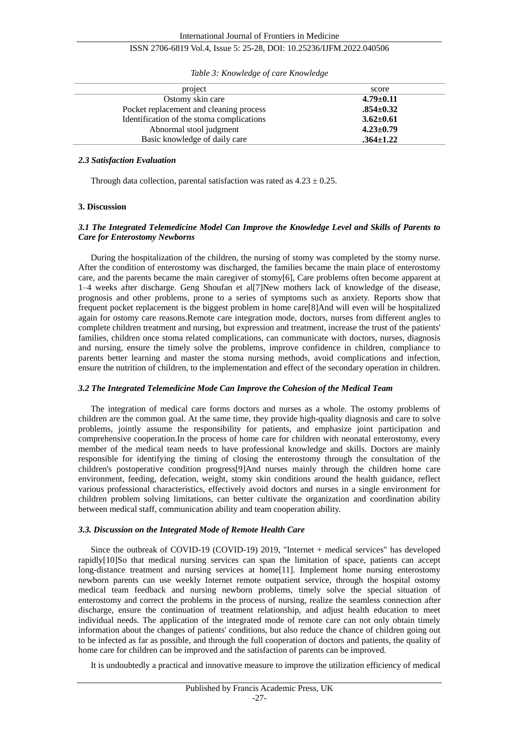*Table 3: Knowledge of care Knowledge*

| project | score |
| --- | --- |
| Ostomy skin care | **4.79±0.11** |
| Pocket replacement and cleaning process | **.854±0.32** |
| Identification of the stoma complications | **3.62±0.61** |
| Abnormal stool judgment | **4.23±0.79** |
| Basic knowledge of daily care | **.364±1.22** |

### *2.3 Satisfaction Evaluation*

Through data collection, parental satisfaction was rated as 4.23 ± 0.25.

## 3. Discussion

### *3.1 The Integrated Telemedicine Model Can Improve the Knowledge Level and Skills of Parents to Care for Enterostomy Newborns*

During the hospitalization of the children, the nursing of stomy was completed by the stomy nurse. After the condition of enterostomy was discharged, the families became the main place of enterostomy care, and the parents became the main caregiver of stomy[6], Care problems often become apparent at 1–4 weeks after discharge. Geng Shoufan et al[7]New mothers lack of knowledge of the disease, prognosis and other problems, prone to a series of symptoms such as anxiety. Reports show that frequent pocket replacement is the biggest problem in home care[8]And will even will be hospitalized again for ostomy care reasons.Remote care integration mode, doctors, nurses from different angles to complete children treatment and nursing, but expression and treatment, increase the trust of the patients' families, children once stoma related complications, can communicate with doctors, nurses, diagnosis and nursing, ensure the timely solve the problems, improve confidence in children, compliance to parents better learning and master the stoma nursing methods, avoid complications and infection, ensure the nutrition of children, to the implementation and effect of the secondary operation in children.

### *3.2 The Integrated Telemedicine Mode Can Improve the Cohesion of the Medical Team*

The integration of medical care forms doctors and nurses as a whole. The ostomy problems of children are the common goal. At the same time, they provide high-quality diagnosis and care to solve problems, jointly assume the responsibility for patients, and emphasize joint participation and comprehensive cooperation.In the process of home care for children with neonatal enterostomy, every member of the medical team needs to have professional knowledge and skills. Doctors are mainly responsible for identifying the timing of closing the enterostomy through the consultation of the children's postoperative condition progress[9]And nurses mainly through the children home care environment, feeding, defecation, weight, stomy skin conditions around the health guidance, reflect various professional characteristics, effectively avoid doctors and nurses in a single environment for children problem solving limitations, can better cultivate the organization and coordination ability between medical staff, communication ability and team cooperation ability.

### *3.3. Discussion on the Integrated Mode of Remote Health Care*

Since the outbreak of COVID-19 (COVID-19) 2019, "Internet + medical services" has developed rapidly[10]So that medical nursing services can span the limitation of space, patients can accept long-distance treatment and nursing services at home[11]. Implement home nursing enterostomy newborn parents can use weekly Internet remote outpatient service, through the hospital ostomy medical team feedback and nursing newborn problems, timely solve the special situation of enterostomy and correct the problems in the process of nursing, realize the seamless connection after discharge, ensure the continuation of treatment relationship, and adjust health education to meet individual needs. The application of the integrated mode of remote care can not only obtain timely information about the changes of patients' conditions, but also reduce the chance of children going out to be infected as far as possible, and through the full cooperation of doctors and patients, the quality of home care for children can be improved and the satisfaction of parents can be improved.

It is undoubtedly a practical and innovative measure to improve the utilization efficiency of medical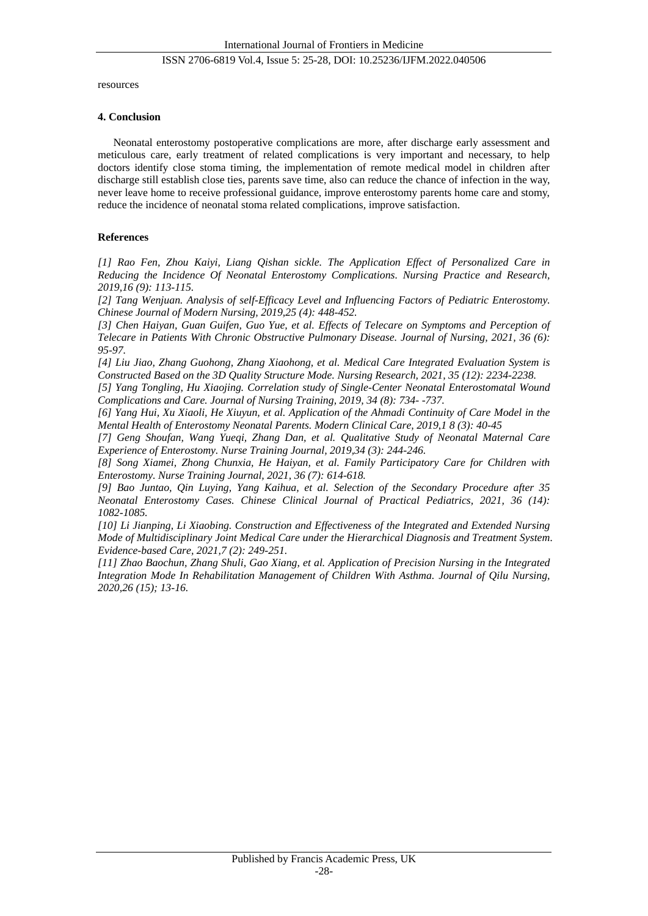resources

### 4. Conclusion

Neonatal enterostomy postoperative complications are more, after discharge early assessment and meticulous care, early treatment of related complications is very important and necessary, to help doctors identify close stoma timing, the implementation of remote medical model in children after discharge still establish close ties, parents save time, also can reduce the chance of infection in the way, never leave home to receive professional guidance, improve enterostomy parents home care and stomy, reduce the incidence of neonatal stoma related complications, improve satisfaction.

### References

*[1] Rao Fen, Zhou Kaiyi, Liang Qishan sickle. The Application Effect of Personalized Care in Reducing the Incidence Of Neonatal Enterostomy Complications. Nursing Practice and Research, 2019,16 (9): 113-115.*

*[2] Tang Wenjuan. Analysis of self-Efficacy Level and Influencing Factors of Pediatric Enterostomy. Chinese Journal of Modern Nursing, 2019,25 (4): 448-452.*

*[3] Chen Haiyan, Guan Guifen, Guo Yue, et al. Effects of Telecare on Symptoms and Perception of Telecare in Patients With Chronic Obstructive Pulmonary Disease. Journal of Nursing, 2021, 36 (6): 95-97.*

*[4] Liu Jiao, Zhang Guohong, Zhang Xiaohong, et al. Medical Care Integrated Evaluation System is Constructed Based on the 3D Quality Structure Mode. Nursing Research, 2021, 35 (12): 2234-2238.*

*[5] Yang Tongling, Hu Xiaojing. Correlation study of Single-Center Neonatal Enterostomatal Wound Complications and Care. Journal of Nursing Training, 2019, 34 (8): 734- -737.*

*[6] Yang Hui, Xu Xiaoli, He Xiuyun, et al. Application of the Ahmadi Continuity of Care Model in the Mental Health of Enterostomy Neonatal Parents. Modern Clinical Care, 2019,1 8 (3): 40-45*

*[7] Geng Shoufan, Wang Yueqi, Zhang Dan, et al. Qualitative Study of Neonatal Maternal Care Experience of Enterostomy. Nurse Training Journal, 2019,34 (3): 244-246.*

*[8] Song Xiamei, Zhong Chunxia, He Haiyan, et al. Family Participatory Care for Children with Enterostomy. Nurse Training Journal, 2021, 36 (7): 614-618.*

*[9] Bao Juntao, Qin Luying, Yang Kaihua, et al. Selection of the Secondary Procedure after 35 Neonatal Enterostomy Cases. Chinese Clinical Journal of Practical Pediatrics, 2021, 36 (14): 1082-1085.*

*[10] Li Jianping, Li Xiaobing. Construction and Effectiveness of the Integrated and Extended Nursing Mode of Multidisciplinary Joint Medical Care under the Hierarchical Diagnosis and Treatment System. Evidence-based Care, 2021,7 (2): 249-251.*

*[11] Zhao Baochun, Zhang Shuli, Gao Xiang, et al. Application of Precision Nursing in the Integrated Integration Mode In Rehabilitation Management of Children With Asthma. Journal of Qilu Nursing, 2020,26 (15); 13-16.*